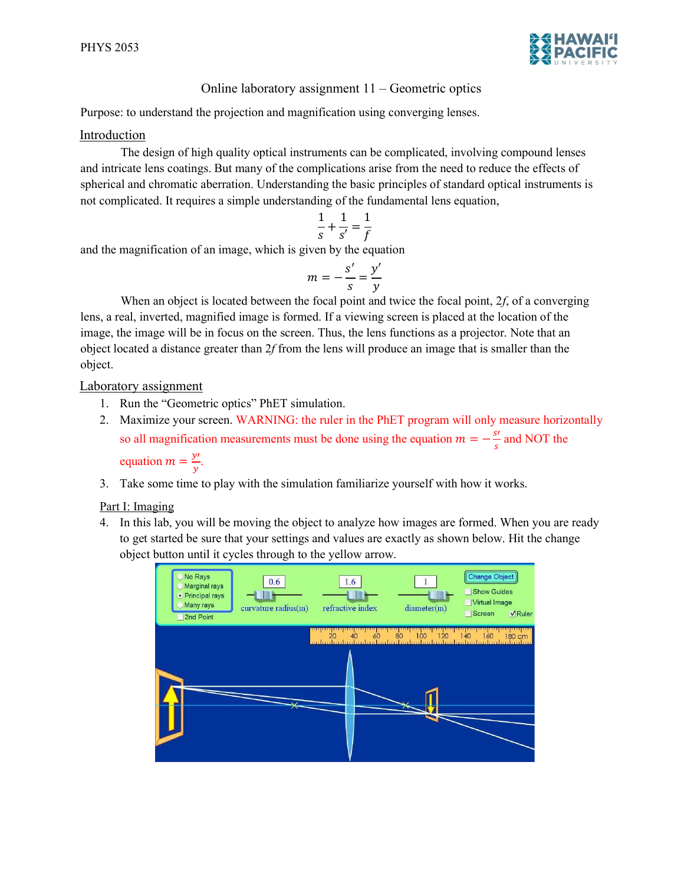# Online laboratory assignment 11 – Geometric optics

Purpose: to understand the projection and magnification using converging lenses.

## Introduction

The design of high quality optical instruments can be complicated, involving compound lenses and intricate lens coatings. But many of the complications arise from the need to reduce the effects of spherical and chromatic aberration. Understanding the basic principles of standard optical instruments is not complicated. It requires a simple understanding of the fundamental lens equation,

$$\frac{1}{s} + \frac{1}{s'} = \frac{1}{f}$$

and the magnification of an image, which is given by the equation

$$m = -\frac{s'}{s} = \frac{y'}{y}$$

When an object is located between the focal point and twice the focal point, $2f$, of a converging lens, a real, inverted, magnified image is formed. If a viewing screen is placed at the location of the image, the image will be in focus on the screen. Thus, the lens functions as a projector. Note that an object located a distance greater than $2f$ from the lens will produce an image that is smaller than the object.

## Laboratory assignment

1. Run the "Geometric optics" PhET simulation.
2. Maximize your screen. WARNING: the ruler in the PhET program will only measure horizontally so all magnification measurements must be done using the equation $m = -\frac{s'}{s}$ and NOT the equation $m = \frac{y'}{y}$.
3. Take some time to play with the simulation familiarize yourself with how it works.

### Part I: Imaging

4. In this lab, you will be moving the object to analyze how images are formed. When you are ready to get started be sure that your settings and values are exactly as shown below. Hit the change object button until it cycles through to the yellow arrow.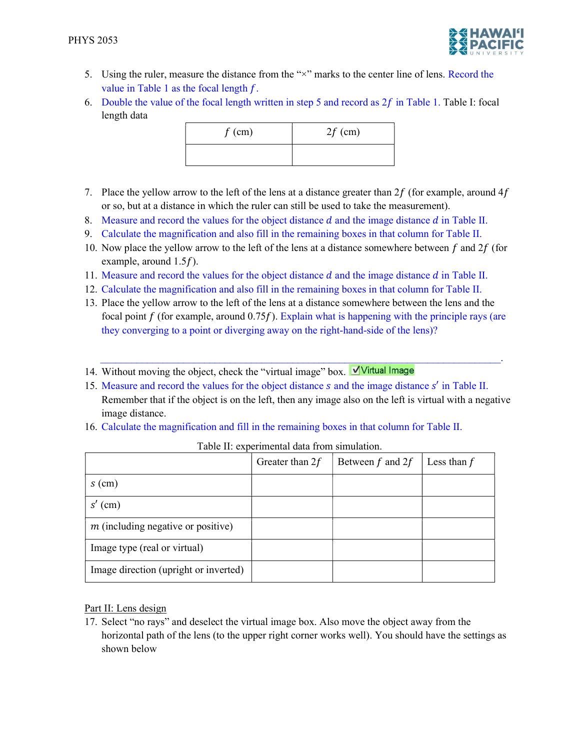5. Using the ruler, measure the distance from the "×" marks to the center line of lens. Record the value in Table 1 as the focal length $f$.
6. Double the value of the focal length written in step 5 and record as $2f$ in Table 1. Table I: focal length data

| $f$ (cm) | $2f$ (cm) |
|---|---|
| | |

7. Place the yellow arrow to the left of the lens at a distance greater than $2f$ (for example, around $4f$ or so, but at a distance in which the ruler can still be used to take the measurement).
8. Measure and record the values for the object distance $d$ and the image distance $d$ in Table II.
9. Calculate the magnification and also fill in the remaining boxes in that column for Table II.
10. Now place the yellow arrow to the left of the lens at a distance somewhere between $f$ and $2f$ (for example, around $1.5f$).
11. Measure and record the values for the object distance $d$ and the image distance $d$ in Table II.
12. Calculate the magnification and also fill in the remaining boxes in that column for Table II.
13. Place the yellow arrow to the left of the lens at a distance somewhere between the lens and the focal point $f$ (for example, around $0.75f$). Explain what is happening with the principle rays (are they converging to a point or diverging away on the right-hand-side of the lens)?

    ________________________________________________________________________________.
14. Without moving the object, check the "virtual image" box. ☑Virtual Image
15. Measure and record the values for the object distance $s$ and the image distance $s'$ in Table II. Remember that if the object is on the left, then any image also on the left is virtual with a negative image distance.
16. Calculate the magnification and fill in the remaining boxes in that column for Table II.

Table II: experimental data from simulation.

| | Greater than $2f$ | Between $f$ and $2f$ | Less than $f$ |
|---|---|---|---|
| $s$ (cm) | | | |
| $s'$ (cm) | | | |
| $m$ (including negative or positive) | | | |
| Image type (real or virtual) | | | |
| Image direction (upright or inverted) | | | |

## Part II: Lens design

17. Select "no rays" and deselect the virtual image box. Also move the object away from the horizontal path of the lens (to the upper right corner works well). You should have the settings as shown below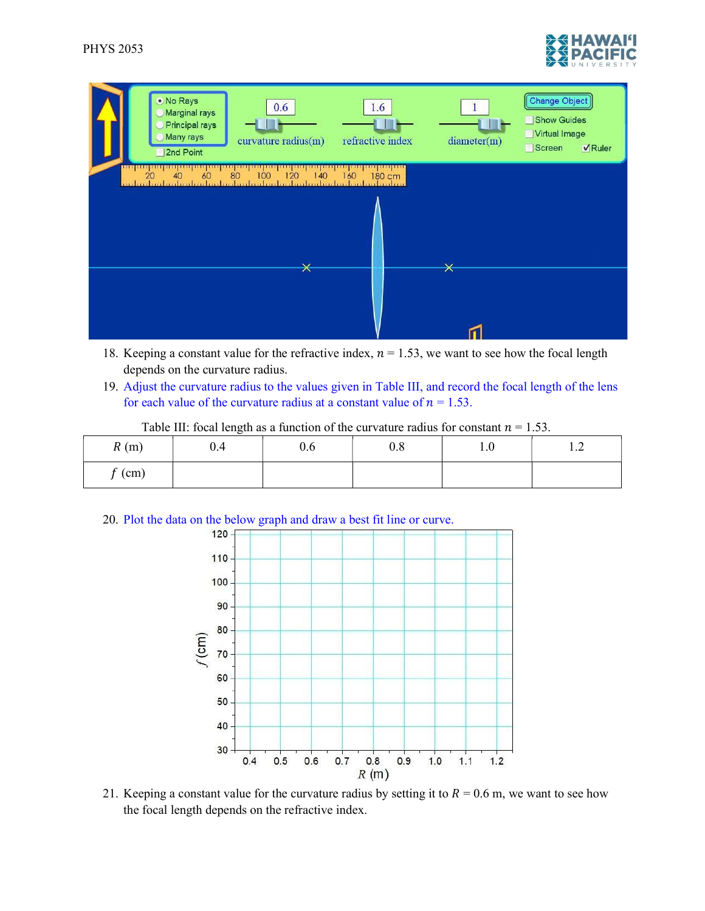18. Keeping a constant value for the refractive index, $n = 1.53$, we want to see how the focal length depends on the curvature radius.
19. Adjust the curvature radius to the values given in Table III, and record the focal length of the lens for each value of the curvature radius at a constant value of $n = 1.53$.

Table III: focal length as a function of the curvature radius for constant $n = 1.53$.

| $R$ (m) | 0.4 | 0.6 | 0.8 | 1.0 | 1.2 |
| --- | --- | --- | --- | --- | --- |
| $f$ (cm) | | | | | |

20. Plan the data on the below graph and draw a best fit line or curve.

21. Keeping a constant value for the curvature radius by setting it to $R = 0.6$ m, we want to see how the focal length depends on the refractive index.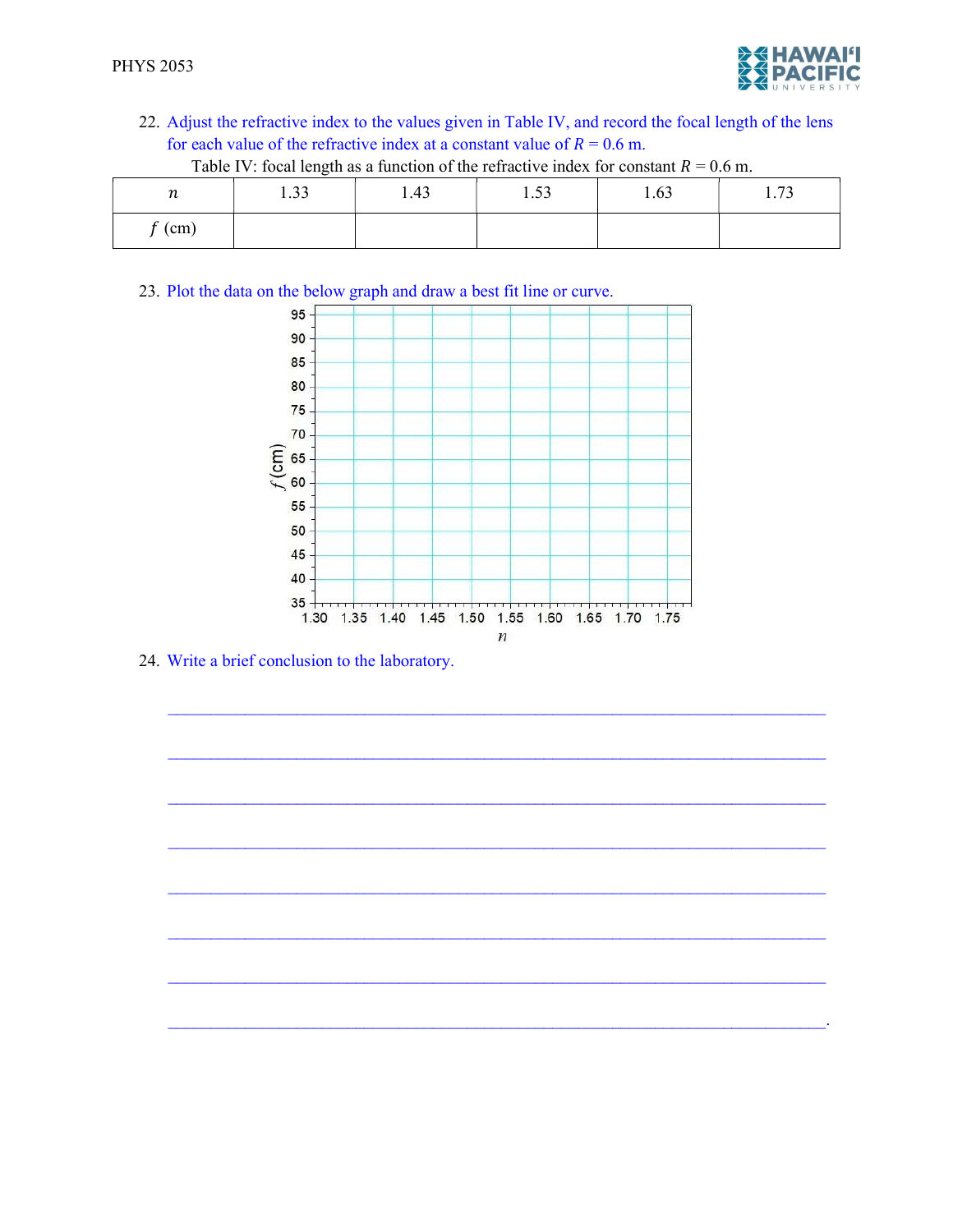22. Adjust the refractive index to the values given in Table IV, and record the focal length of the lens for each value of the refractive index at a constant value of $R = 0.6$ m.

Table IV: focal length as a function of the refractive index for constant $R = 0.6$ m.

| $n$ | 1.33 | 1.43 | 1.53 | 1.63 | 1.73 |
|---|---|---|---|---|---|
| $f$ (cm) | | | | | |

23. Plot the data on the below graph and draw a best fit line or curve.

$f$ (cm)

95
90
85
80
75
70
65
60
55
50
45
40
35

1.30 1.35 1.40 1.45 1.50 1.55 1.60 1.65 1.70 1.75

$n$

24. Write a brief conclusion to the laboratory.

______________________________________________________________________________

______________________________________________________________________________

______________________________________________________________________________

______________________________________________________________________________

______________________________________________________________________________

______________________________________________________________________________

______________________________________________________________________________

______________________________________________________________________________.